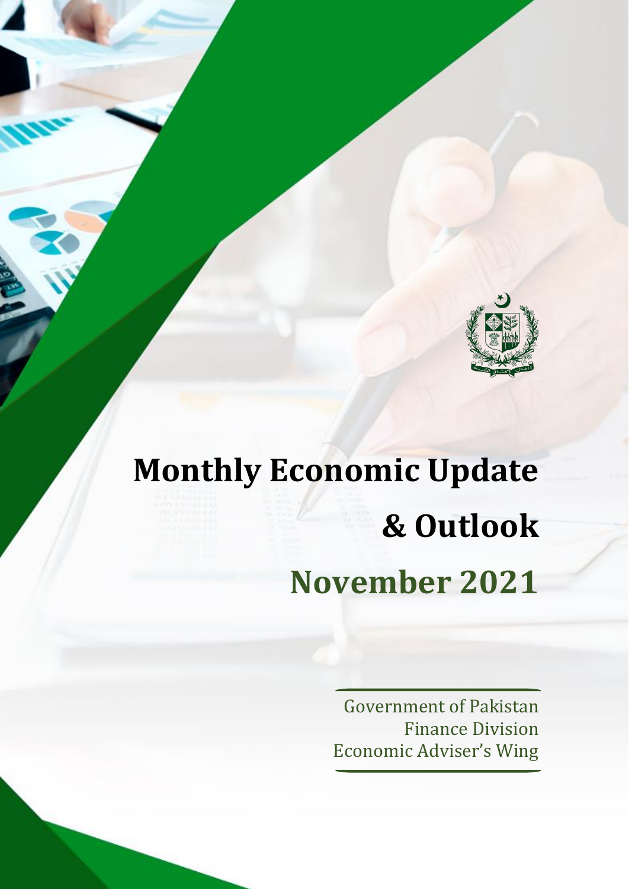# Monthly Economic Update & Outlook

# November 2021

Government of Pakistan
Finance Division
Economic Adviser's Wing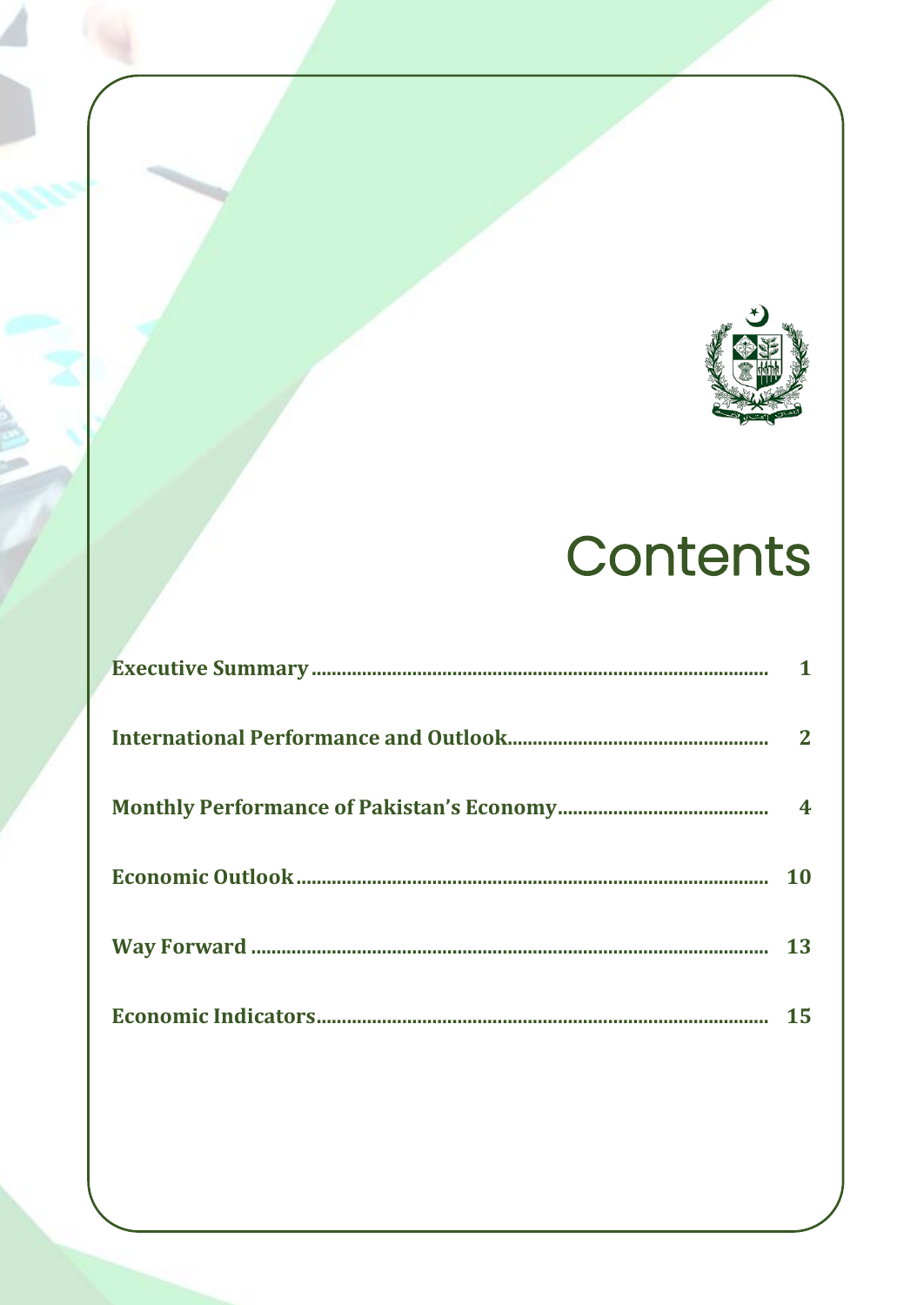# Contents

| | |
|---|---|
| **Executive Summary** | **1** |
| **International Performance and Outlook** | **2** |
| **Monthly Performance of Pakistan's Economy** | **4** |
| **Economic Outlook** | **10** |
| **Way Forward** | **13** |
| **Economic Indicators** | **15** |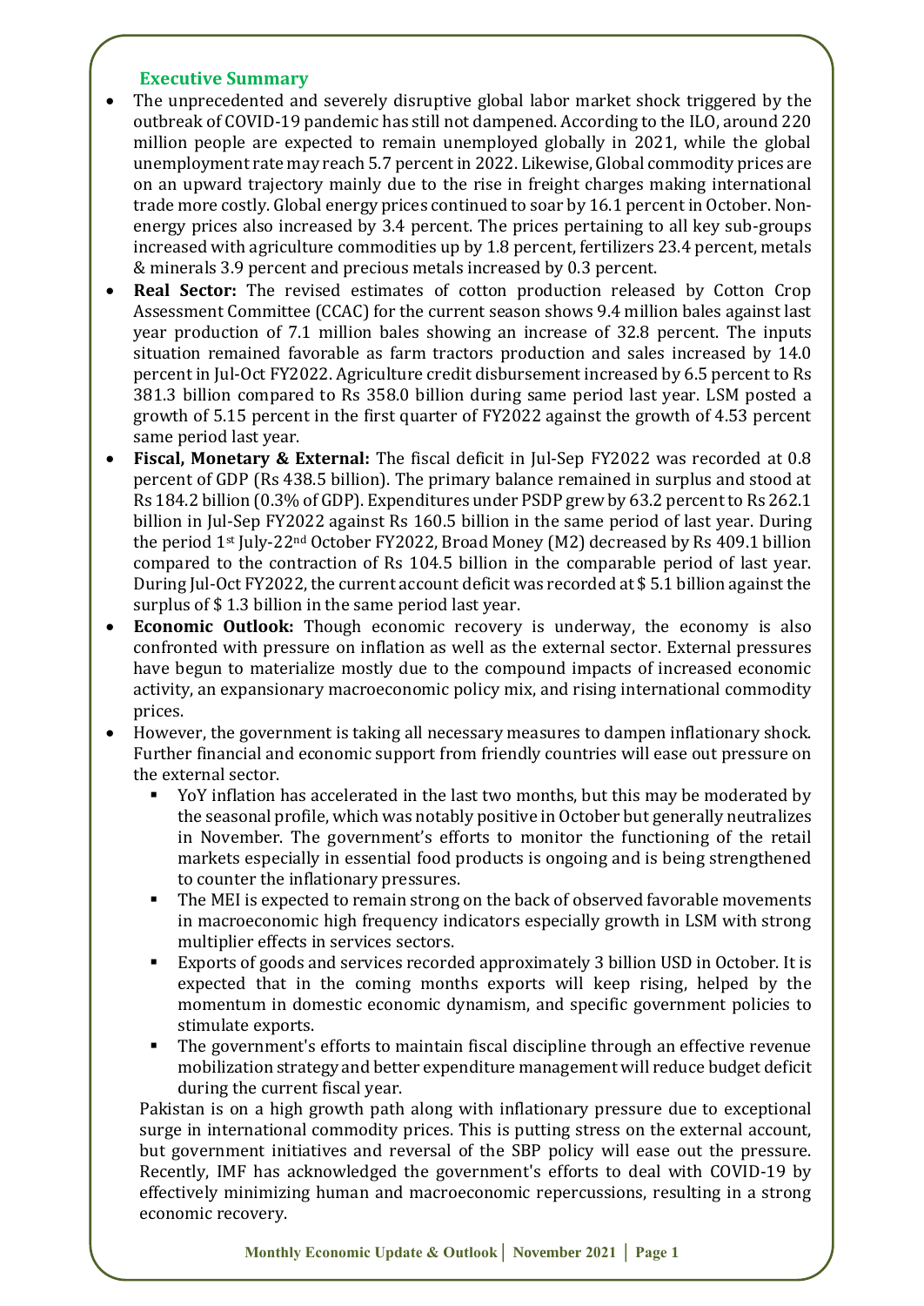## Executive Summary

- The unprecedented and severely disruptive global labor market shock triggered by the outbreak of COVID-19 pandemic has still not dampened. According to the ILO, around 220 million people are expected to remain unemployed globally in 2021, while the global unemployment rate may reach 5.7 percent in 2022. Likewise, Global commodity prices are on an upward trajectory mainly due to the rise in freight charges making international trade more costly. Global energy prices continued to soar by 16.1 percent in October. Non-energy prices also increased by 3.4 percent. The prices pertaining to all key sub-groups increased with agriculture commodities up by 1.8 percent, fertilizers 23.4 percent, metals & minerals 3.9 percent and precious metals increased by 0.3 percent.
- **Real Sector:** The revised estimates of cotton production released by Cotton Crop Assessment Committee (CCAC) for the current season shows 9.4 million bales against last year production of 7.1 million bales showing an increase of 32.8 percent. The inputs situation remained favorable as farm tractors production and sales increased by 14.0 percent in Jul-Oct FY2022. Agriculture credit disbursement increased by 6.5 percent to Rs 381.3 billion compared to Rs 358.0 billion during same period last year. LSM posted a growth of 5.15 percent in the first quarter of FY2022 against the growth of 4.53 percent same period last year.
- **Fiscal, Monetary & External:** The fiscal deficit in Jul-Sep FY2022 was recorded at 0.8 percent of GDP (Rs 438.5 billion). The primary balance remained in surplus and stood at Rs 184.2 billion (0.3% of GDP). Expenditures under PSDP grew by 63.2 percent to Rs 262.1 billion in Jul-Sep FY2022 against Rs 160.5 billion in the same period of last year. During the period 1st July-22nd October FY2022, Broad Money (M2) decreased by Rs 409.1 billion compared to the contraction of Rs 104.5 billion in the comparable period of last year. During Jul-Oct FY2022, the current account deficit was recorded at $ 5.1 billion against the surplus of $ 1.3 billion in the same period last year.
- **Economic Outlook:** Though economic recovery is underway, the economy is also confronted with pressure on inflation as well as the external sector. External pressures have begun to materialize mostly due to the compound impacts of increased economic activity, an expansionary macroeconomic policy mix, and rising international commodity prices.
- However, the government is taking all necessary measures to dampen inflationary shock. Further financial and economic support from friendly countries will ease out pressure on the external sector.
  - YoY inflation has accelerated in the last two months, but this may be moderated by the seasonal profile, which was notably positive in October but generally neutralizes in November. The government's efforts to monitor the functioning of the retail markets especially in essential food products is ongoing and is being strengthened to counter the inflationary pressures.
  - The MEI is expected to remain strong on the back of observed favorable movements in macroeconomic high frequency indicators especially growth in LSM with strong multiplier effects in services sectors.
  - Exports of goods and services recorded approximately 3 billion USD in October. It is expected that in the coming months exports will keep rising, helped by the momentum in domestic economic dynamism, and specific government policies to stimulate exports.
  - The government's efforts to maintain fiscal discipline through an effective revenue mobilization strategy and better expenditure management will reduce budget deficit during the current fiscal year.

  Pakistan is on a high growth path along with inflationary pressure due to exceptional surge in international commodity prices. This is putting stress on the external account, but government initiatives and reversal of the SBP policy will ease out the pressure. Recently, IMF has acknowledged the government's efforts to deal with COVID-19 by effectively minimizing human and macroeconomic repercussions, resulting in a strong economic recovery.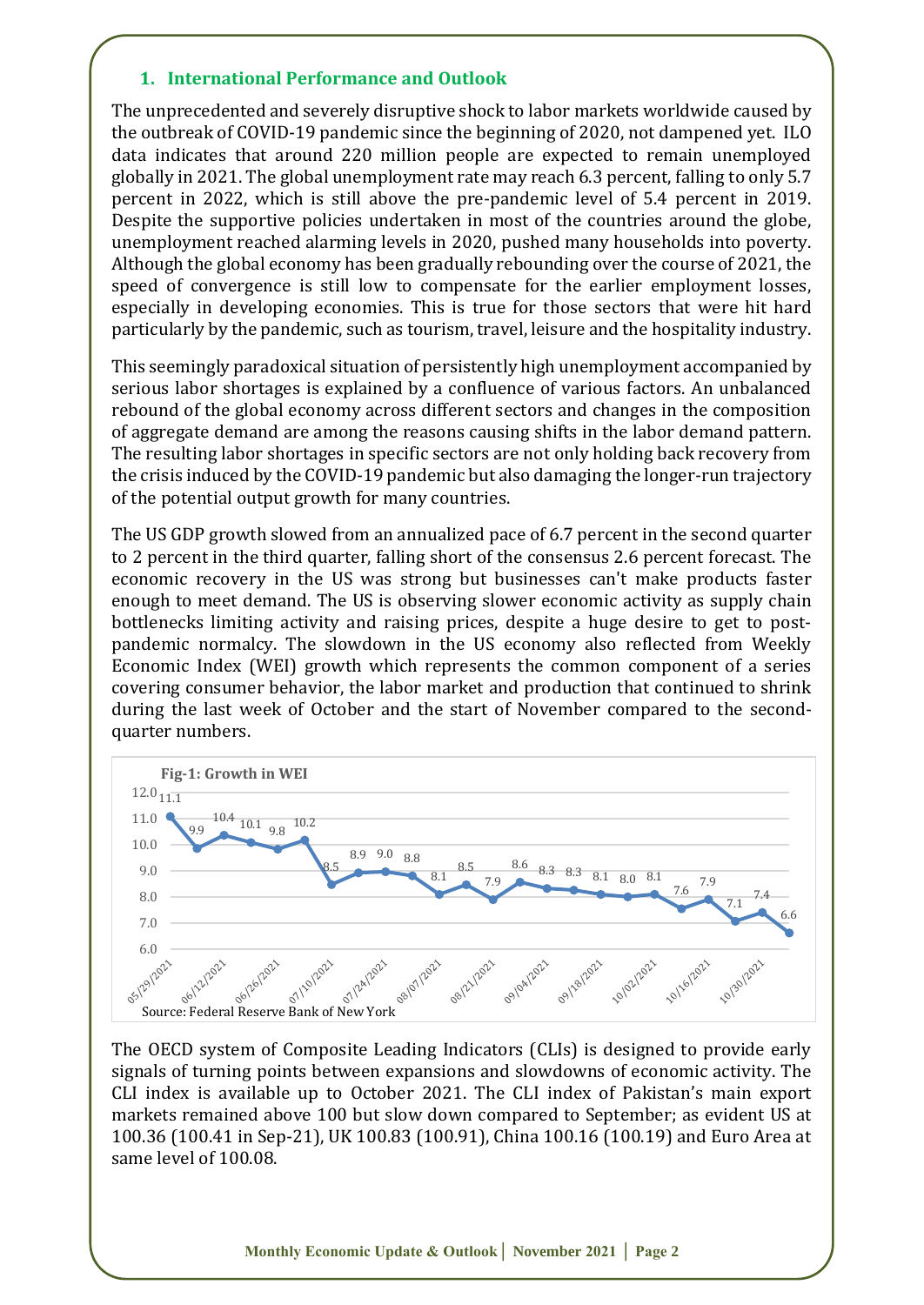## 1. International Performance and Outlook

The unprecedented and severely disruptive shock to labor markets worldwide caused by the outbreak of COVID-19 pandemic since the beginning of 2020, not dampened yet. ILO data indicates that around 220 million people are expected to remain unemployed globally in 2021. The global unemployment rate may reach 6.3 percent, falling to only 5.7 percent in 2022, which is still above the pre-pandemic level of 5.4 percent in 2019. Despite the supportive policies undertaken in most of the countries around the globe, unemployment reached alarming levels in 2020, pushed many households into poverty. Although the global economy has been gradually rebounding over the course of 2021, the speed of convergence is still low to compensate for the earlier employment losses, especially in developing economies. This is true for those sectors that were hit hard particularly by the pandemic, such as tourism, travel, leisure and the hospitality industry.

This seemingly paradoxical situation of persistently high unemployment accompanied by serious labor shortages is explained by a confluence of various factors. An unbalanced rebound of the global economy across different sectors and changes in the composition of aggregate demand are among the reasons causing shifts in the labor demand pattern. The resulting labor shortages in specific sectors are not only holding back recovery from the crisis induced by the COVID-19 pandemic but also damaging the longer-run trajectory of the potential output growth for many countries.

The US GDP growth slowed from an annualized pace of 6.7 percent in the second quarter to 2 percent in the third quarter, falling short of the consensus 2.6 percent forecast. The economic recovery in the US was strong but businesses can't make products faster enough to meet demand. The US is observing slower economic activity as supply chain bottlenecks limiting activity and raising prices, despite a huge desire to get to post-pandemic normalcy. The slowdown in the US economy also reflected from Weekly Economic Index (WEI) growth which represents the common component of a series covering consumer behavior, the labor market and production that continued to shrink during the last week of October and the start of November compared to the second-quarter numbers.

**Fig-1: Growth in WEI**

| Week | Growth in WEI |
|---|---|
| 05/29/2021 | 11.1 |
| | 9.9 |
| 06/12/2021 | 10.4 |
| | 10.1 |
| 06/26/2021 | 9.8 |
| | 10.2 |
| 07/10/2021 | 8.5 |
| | 8.9 |
| 07/24/2021 | 9.0 |
| | 8.8 |
| 08/07/2021 | 8.1 |
| | 8.5 |
| 08/21/2021 | 7.9 |
| | 8.6 |
| 09/04/2021 | 8.3 |
| | 8.3 |
| 09/18/2021 | 8.1 |
| | 8.0 |
| 10/02/2021 | 8.1 |
| | 7.6 |
| 10/16/2021 | 7.9 |
| | 7.1 |
| 10/30/2021 | 7.4 |
| | 6.6 |

Source: Federal Reserve Bank of New York

The OECD system of Composite Leading Indicators (CLIs) is designed to provide early signals of turning points between expansions and slowdowns of economic activity. The CLI index is available up to October 2021. The CLI index of Pakistan's main export markets remained above 100 but slow down compared to September; as evident US at 100.36 (100.41 in Sep-21), UK 100.83 (100.91), China 100.16 (100.19) and Euro Area at same level of 100.08.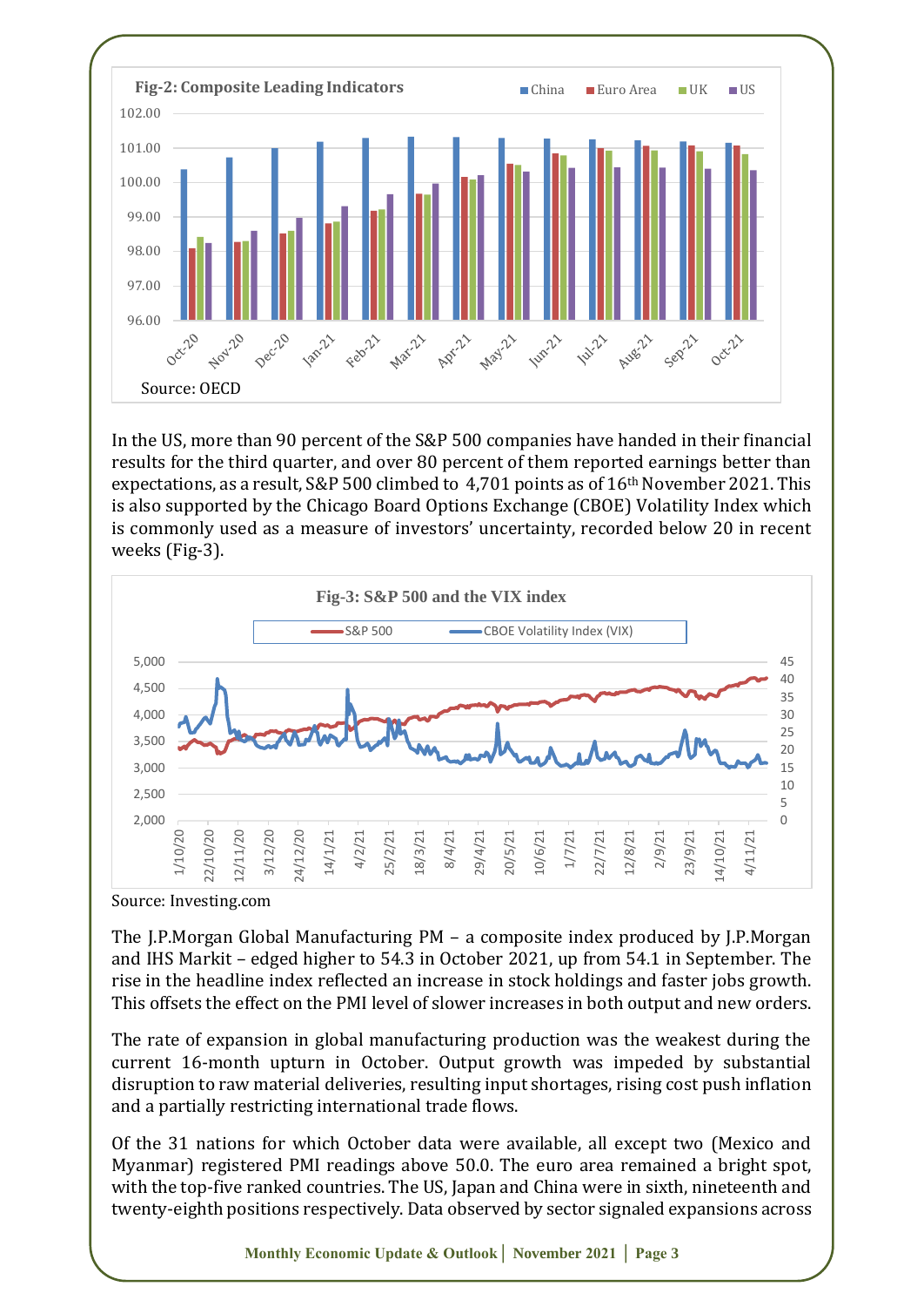**Fig-2: Composite Leading Indicators**

Source: OECD

In the US, more than 90 percent of the S&P 500 companies have handed in their financial results for the third quarter, and over 80 percent of them reported earnings better than expectations, as a result, S&P 500 climbed to 4,701 points as of 16th November 2021. This is also supported by the Chicago Board Options Exchange (CBOE) Volatility Index which is commonly used as a measure of investors' uncertainty, recorded below 20 in recent weeks (Fig-3).

**Fig-3: S&P 500 and the VIX index**

Source: Investing.com

The J.P.Morgan Global Manufacturing PM – a composite index produced by J.P.Morgan and IHS Markit – edged higher to 54.3 in October 2021, up from 54.1 in September. The rise in the headline index reflected an increase in stock holdings and faster jobs growth. This offsets the effect on the PMI level of slower increases in both output and new orders.

The rate of expansion in global manufacturing production was the weakest during the current 16-month upturn in October. Output growth was impeded by substantial disruption to raw material deliveries, resulting input shortages, rising cost push inflation and a partially restricting international trade flows.

Of the 31 nations for which October data were available, all except two (Mexico and Myanmar) registered PMI readings above 50.0. The euro area remained a bright spot, with the top-five ranked countries. The US, Japan and China were in sixth, nineteenth and twenty-eighth positions respectively. Data observed by sector signaled expansions across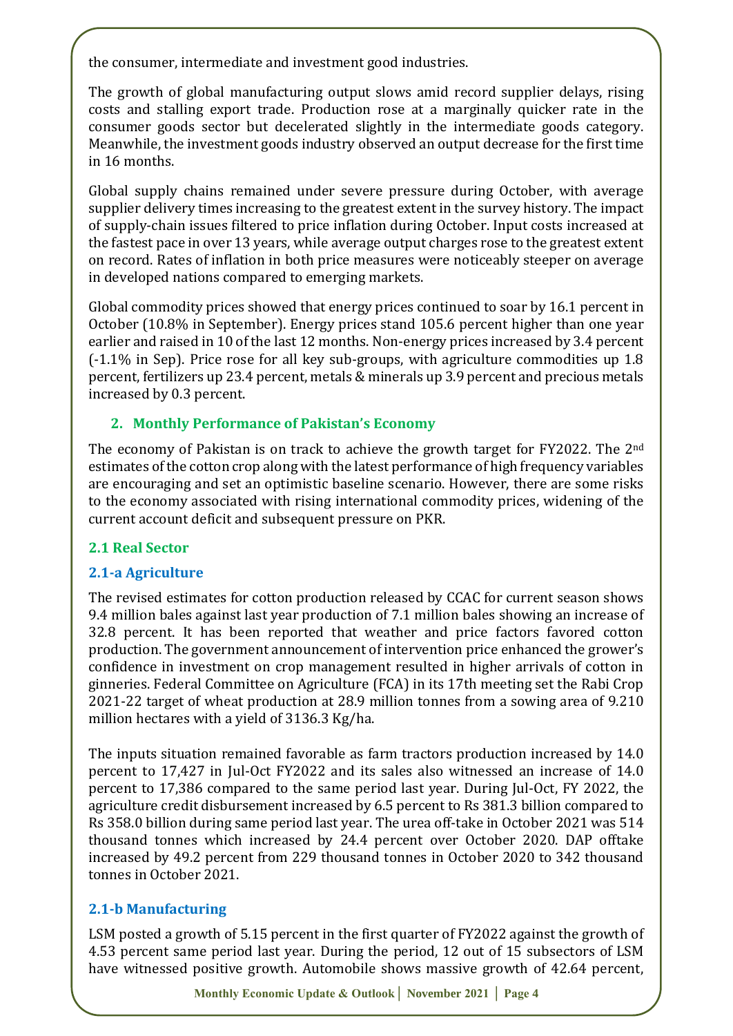the consumer, intermediate and investment good industries.

The growth of global manufacturing output slows amid record supplier delays, rising costs and stalling export trade. Production rose at a marginally quicker rate in the consumer goods sector but decelerated slightly in the intermediate goods category. Meanwhile, the investment goods industry observed an output decrease for the first time in 16 months.

Global supply chains remained under severe pressure during October, with average supplier delivery times increasing to the greatest extent in the survey history. The impact of supply-chain issues filtered to price inflation during October. Input costs increased at the fastest pace in over 13 years, while average output charges rose to the greatest extent on record. Rates of inflation in both price measures were noticeably steeper on average in developed nations compared to emerging markets.

Global commodity prices showed that energy prices continued to soar by 16.1 percent in October (10.8% in September). Energy prices stand 105.6 percent higher than one year earlier and raised in 10 of the last 12 months. Non-energy prices increased by 3.4 percent (-1.1% in Sep). Price rose for all key sub-groups, with agriculture commodities up 1.8 percent, fertilizers up 23.4 percent, metals & minerals up 3.9 percent and precious metals increased by 0.3 percent.

## 2. Monthly Performance of Pakistan's Economy

The economy of Pakistan is on track to achieve the growth target for FY2022. The 2nd estimates of the cotton crop along with the latest performance of high frequency variables are encouraging and set an optimistic baseline scenario. However, there are some risks to the economy associated with rising international commodity prices, widening of the current account deficit and subsequent pressure on PKR.

### 2.1 Real Sector

#### 2.1-a Agriculture

The revised estimates for cotton production released by CCAC for current season shows 9.4 million bales against last year production of 7.1 million bales showing an increase of 32.8 percent. It has been reported that weather and price factors favored cotton production. The government announcement of intervention price enhanced the grower's confidence in investment on crop management resulted in higher arrivals of cotton in ginneries. Federal Committee on Agriculture (FCA) in its 17th meeting set the Rabi Crop 2021-22 target of wheat production at 28.9 million tonnes from a sowing area of 9.210 million hectares with a yield of 3136.3 Kg/ha.

The inputs situation remained favorable as farm tractors production increased by 14.0 percent to 17,427 in Jul-Oct FY2022 and its sales also witnessed an increase of 14.0 percent to 17,386 compared to the same period last year. During Jul-Oct, FY 2022, the agriculture credit disbursement increased by 6.5 percent to Rs 381.3 billion compared to Rs 358.0 billion during same period last year. The urea off-take in October 2021 was 514 thousand tonnes which increased by 24.4 percent over October 2020. DAP offtake increased by 49.2 percent from 229 thousand tonnes in October 2020 to 342 thousand tonnes in October 2021.

#### 2.1-b Manufacturing

LSM posted a growth of 5.15 percent in the first quarter of FY2022 against the growth of 4.53 percent same period last year. During the period, 12 out of 15 subsectors of LSM have witnessed positive growth. Automobile shows massive growth of 42.64 percent,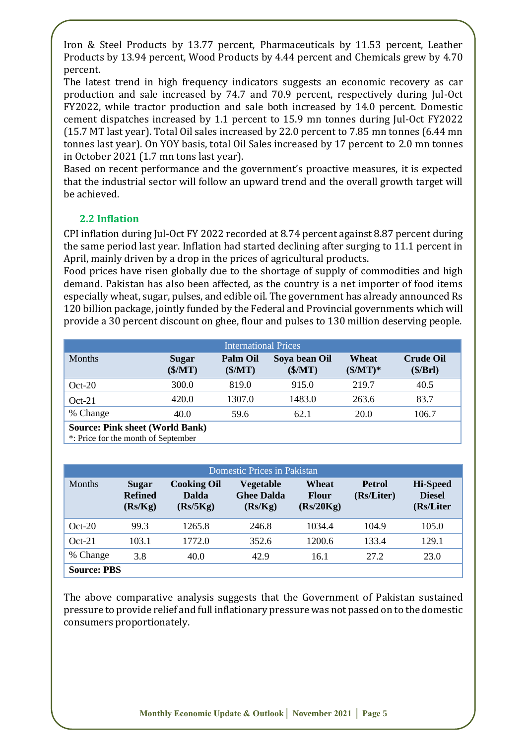Iron & Steel Products by 13.77 percent, Pharmaceuticals by 11.53 percent, Leather Products by 13.94 percent, Wood Products by 4.44 percent and Chemicals grew by 4.70 percent.

The latest trend in high frequency indicators suggests an economic recovery as car production and sale increased by 74.7 and 70.9 percent, respectively during Jul-Oct FY2022, while tractor production and sale both increased by 14.0 percent. Domestic cement dispatches increased by 1.1 percent to 15.9 mn tonnes during Jul-Oct FY2022 (15.7 MT last year). Total Oil sales increased by 22.0 percent to 7.85 mn tonnes (6.44 mn tonnes last year). On YOY basis, total Oil Sales increased by 17 percent to 2.0 mn tonnes in October 2021 (1.7 mn tons last year).

Based on recent performance and the government's proactive measures, it is expected that the industrial sector will follow an upward trend and the overall growth target will be achieved.

## 2.2 Inflation

CPI inflation during Jul-Oct FY 2022 recorded at 8.74 percent against 8.87 percent during the same period last year. Inflation had started declining after surging to 11.1 percent in April, mainly driven by a drop in the prices of agricultural products.

Food prices have risen globally due to the shortage of supply of commodities and high demand. Pakistan has also been affected, as the country is a net importer of food items especially wheat, sugar, pulses, and edible oil. The government has already announced Rs 120 billion package, jointly funded by the Federal and Provincial governments which will provide a 30 percent discount on ghee, flour and pulses to 130 million deserving people.

| International Prices | | | | | |
|---|---|---|---|---|---|
| Months | Sugar ($/MT) | Palm Oil ($/MT) | Soya bean Oil ($/MT) | Wheat ($/MT)* | Crude Oil ($/Brl) |
| Oct-20 | 300.0 | 819.0 | 915.0 | 219.7 | 40.5 |
| Oct-21 | 420.0 | 1307.0 | 1483.0 | 263.6 | 83.7 |
| % Change | 40.0 | 59.6 | 62.1 | 20.0 | 106.7 |

**Source: Pink sheet (World Bank)**
*: Price for the month of September

| Domestic Prices in Pakistan | | | | | | |
|---|---|---|---|---|---|---|
| Months | Sugar Refined (Rs/Kg) | Cooking Oil Dalda (Rs/5Kg) | Vegetable Ghee Dalda (Rs/Kg) | Wheat Flour (Rs/20Kg) | Petrol (Rs/Liter) | Hi-Speed Diesel (Rs/Liter |
| Oct-20 | 99.3 | 1265.8 | 246.8 | 1034.4 | 104.9 | 105.0 |
| Oct-21 | 103.1 | 1772.0 | 352.6 | 1200.6 | 133.4 | 129.1 |
| % Change | 3.8 | 40.0 | 42.9 | 16.1 | 27.2 | 23.0 |

**Source: PBS**

The above comparative analysis suggests that the Government of Pakistan sustained pressure to provide relief and full inflationary pressure was not passed on to the domestic consumers proportionately.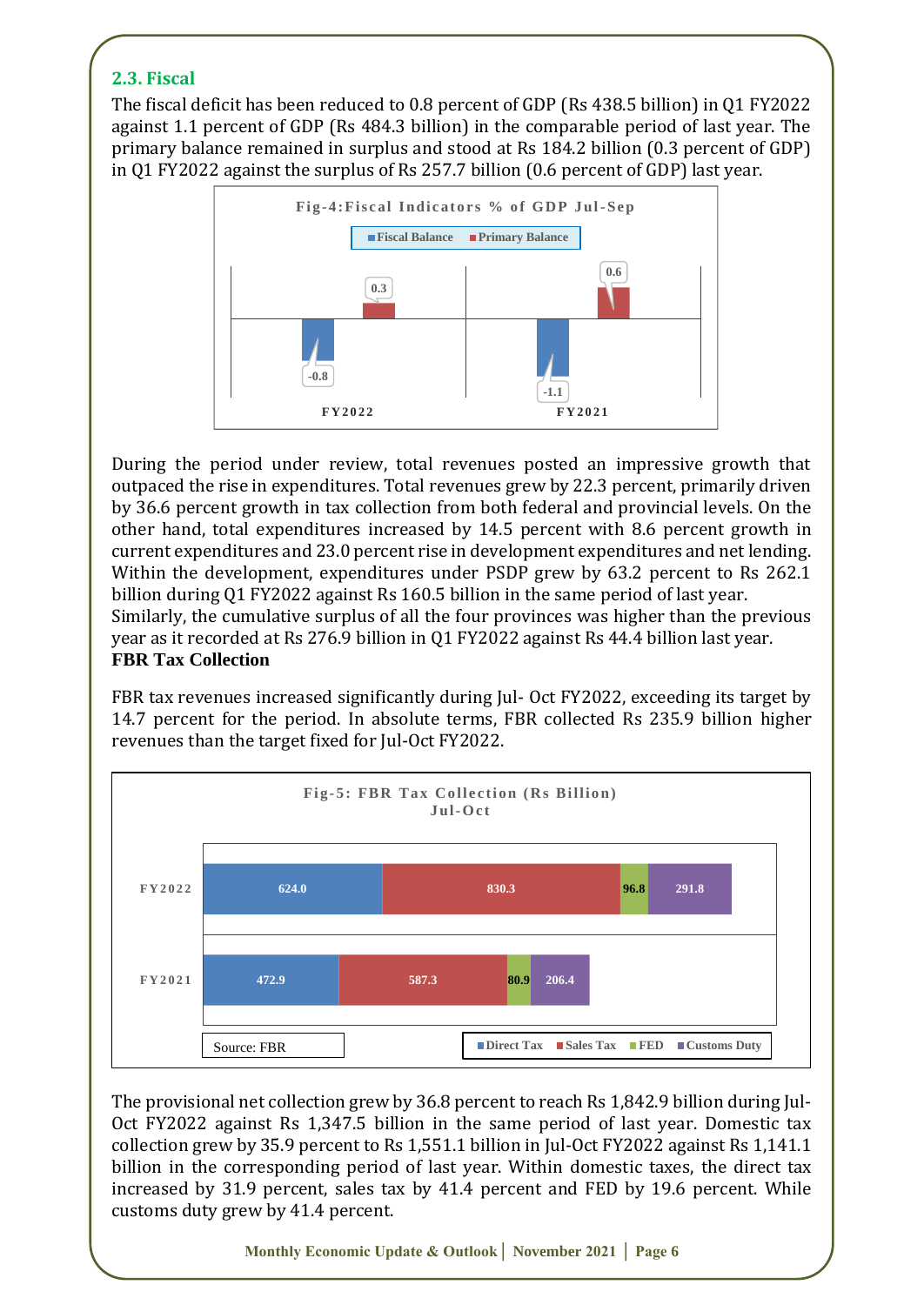## 2.3. Fiscal

The fiscal deficit has been reduced to 0.8 percent of GDP (Rs 438.5 billion) in Q1 FY2022 against 1.1 percent of GDP (Rs 484.3 billion) in the comparable period of last year. The primary balance remained in surplus and stood at Rs 184.2 billion (0.3 percent of GDP) in Q1 FY2022 against the surplus of Rs 257.7 billion (0.6 percent of GDP) last year.

**Fig-4: Fiscal Indicators % of GDP Jul-Sep**

| | Fiscal Balance | Primary Balance |
|---|---|---|
| FY2022 | -0.8 | 0.3 |
| FY2021 | -1.1 | 0.6 |

During the period under review, total revenues posted an impressive growth that outpaced the rise in expenditures. Total revenues grew by 22.3 percent, primarily driven by 36.6 percent growth in tax collection from both federal and provincial levels. On the other hand, total expenditures increased by 14.5 percent with 8.6 percent growth in current expenditures and 23.0 percent rise in development expenditures and net lending. Within the development, expenditures under PSDP grew by 63.2 percent to Rs 262.1 billion during Q1 FY2022 against Rs 160.5 billion in the same period of last year.
Similarly, the cumulative surplus of all the four provinces was higher than the previous year as it recorded at Rs 276.9 billion in Q1 FY2022 against Rs 44.4 billion last year.

**FBR Tax Collection**

FBR tax revenues increased significantly during Jul- Oct FY2022, exceeding its target by 14.7 percent for the period. In absolute terms, FBR collected Rs 235.9 billion higher revenues than the target fixed for Jul-Oct FY2022.

**Fig-5: FBR Tax Collection (Rs Billion) Jul-Oct**

| | Direct Tax | Sales Tax | FED | Customs Duty |
|---|---|---|---|---|
| FY2022 | 624.0 | 830.3 | 96.8 | 291.8 |
| FY2021 | 472.9 | 587.3 | 80.9 | 206.4 |

Source: FBR

The provisional net collection grew by 36.8 percent to reach Rs 1,842.9 billion during Jul-Oct FY2022 against Rs 1,347.5 billion in the same period of last year. Domestic tax collection grew by 35.9 percent to Rs 1,551.1 billion in Jul-Oct FY2022 against Rs 1,141.1 billion in the corresponding period of last year. Within domestic taxes, the direct tax increased by 31.9 percent, sales tax by 41.4 percent and FED by 19.6 percent. While customs duty grew by 41.4 percent.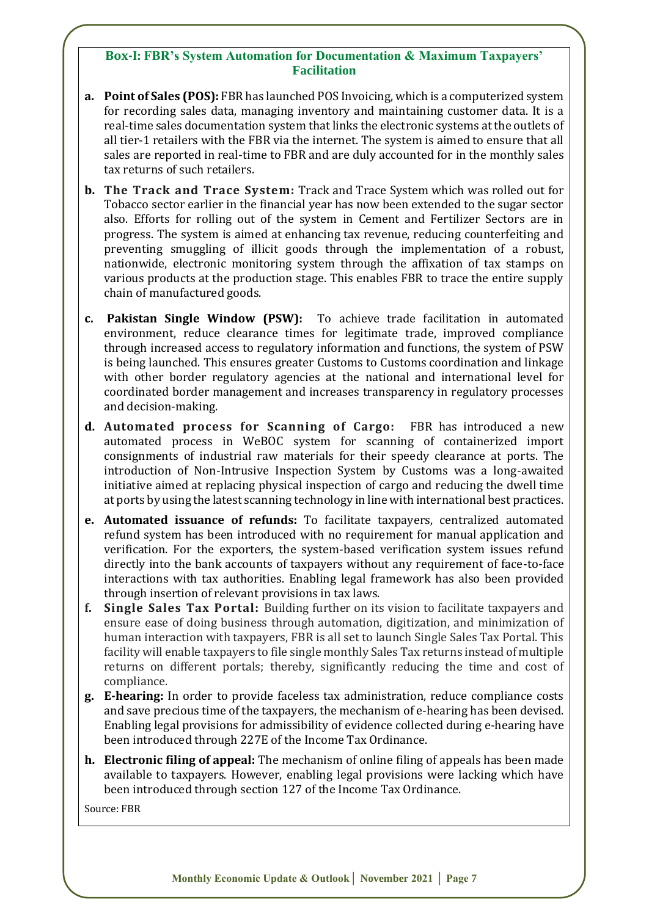### Box-I: FBR's System Automation for Documentation & Maximum Taxpayers' Facilitation

a. **Point of Sales (POS):** FBR has launched POS Invoicing, which is a computerized system for recording sales data, managing inventory and maintaining customer data. It is a real-time sales documentation system that links the electronic systems at the outlets of all tier-1 retailers with the FBR via the internet. The system is aimed to ensure that all sales are reported in real-time to FBR and are duly accounted for in the monthly sales tax returns of such retailers.

b. **The Track and Trace System:** Track and Trace System which was rolled out for Tobacco sector earlier in the financial year has now been extended to the sugar sector also. Efforts for rolling out of the system in Cement and Fertilizer Sectors are in progress. The system is aimed at enhancing tax revenue, reducing counterfeiting and preventing smuggling of illicit goods through the implementation of a robust, nationwide, electronic monitoring system through the affixation of tax stamps on various products at the production stage. This enables FBR to trace the entire supply chain of manufactured goods.

c. **Pakistan Single Window (PSW):** To achieve trade facilitation in automated environment, reduce clearance times for legitimate trade, improved compliance through increased access to regulatory information and functions, the system of PSW is being launched. This ensures greater Customs to Customs coordination and linkage with other border regulatory agencies at the national and international level for coordinated border management and increases transparency in regulatory processes and decision-making.

d. **Automated process for Scanning of Cargo:** FBR has introduced a new automated process in WeBOC system for scanning of containerized import consignments of industrial raw materials for their speedy clearance at ports. The introduction of Non-Intrusive Inspection System by Customs was a long-awaited initiative aimed at replacing physical inspection of cargo and reducing the dwell time at ports by using the latest scanning technology in line with international best practices.

e. **Automated issuance of refunds:** To facilitate taxpayers, centralized automated refund system has been introduced with no requirement for manual application and verification. For the exporters, the system-based verification system issues refund directly into the bank accounts of taxpayers without any requirement of face-to-face interactions with tax authorities. Enabling legal framework has also been provided through insertion of relevant provisions in tax laws.

f. **Single Sales Tax Portal:** Building further on its vision to facilitate taxpayers and ensure ease of doing business through automation, digitization, and minimization of human interaction with taxpayers, FBR is all set to launch Single Sales Tax Portal. This facility will enable taxpayers to file single monthly Sales Tax returns instead of multiple returns on different portals; thereby, significantly reducing the time and cost of compliance.

g. **E-hearing:** In order to provide faceless tax administration, reduce compliance costs and save precious time of the taxpayers, the mechanism of e-hearing has been devised. Enabling legal provisions for admissibility of evidence collected during e-hearing have been introduced through 227E of the Income Tax Ordinance.

h. **Electronic filing of appeal:** The mechanism of online filing of appeals has been made available to taxpayers. However, enabling legal provisions were lacking which have been introduced through section 127 of the Income Tax Ordinance.

Source: FBR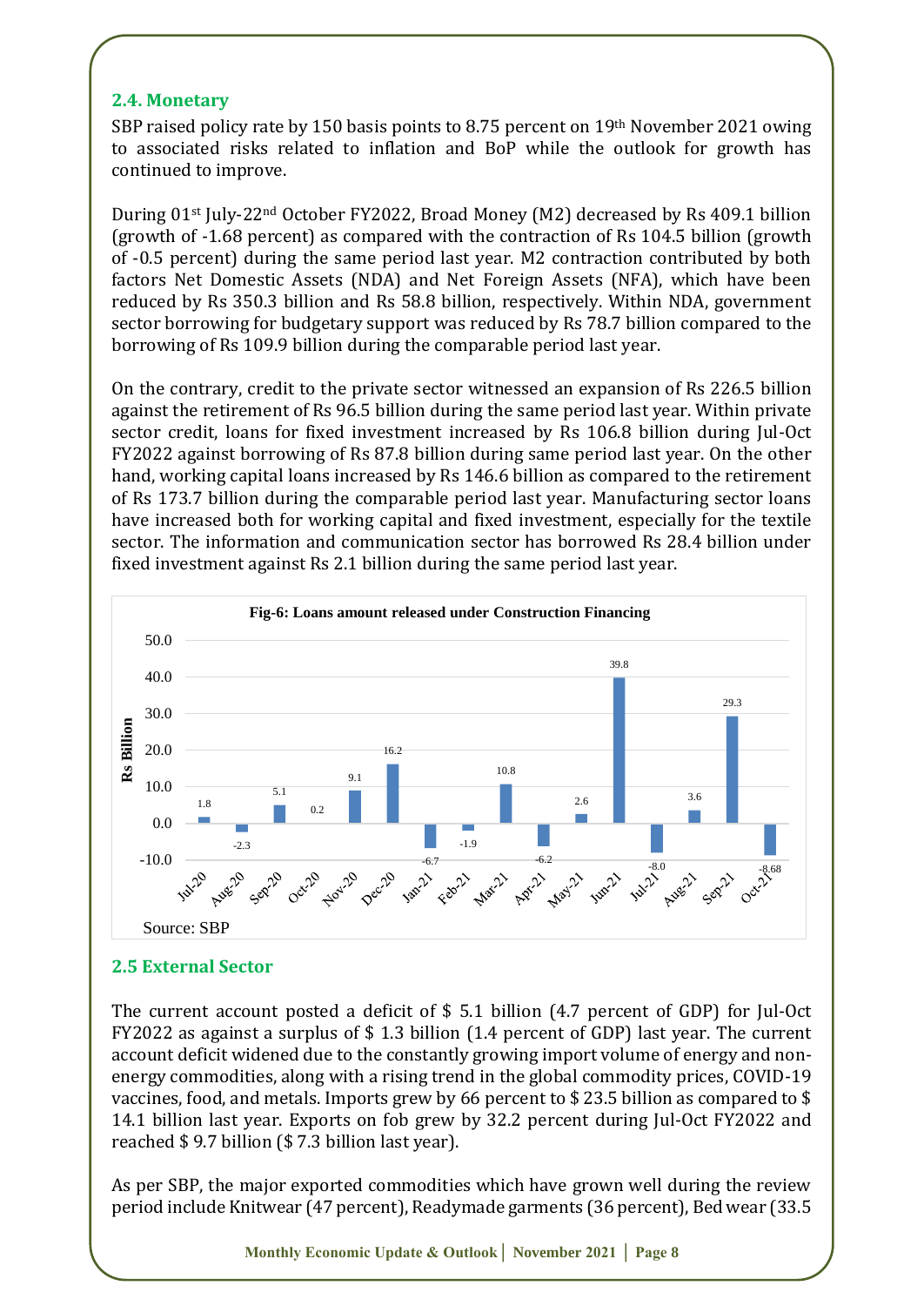## 2.4. Monetary

SBP raised policy rate by 150 basis points to 8.75 percent on 19th November 2021 owing to associated risks related to inflation and BoP while the outlook for growth has continued to improve.

During 01st July-22nd October FY2022, Broad Money (M2) decreased by Rs 409.1 billion (growth of -1.68 percent) as compared with the contraction of Rs 104.5 billion (growth of -0.5 percent) during the same period last year. M2 contraction contributed by both factors Net Domestic Assets (NDA) and Net Foreign Assets (NFA), which have been reduced by Rs 350.3 billion and Rs 58.8 billion, respectively. Within NDA, government sector borrowing for budgetary support was reduced by Rs 78.7 billion compared to the borrowing of Rs 109.9 billion during the comparable period last year.

On the contrary, credit to the private sector witnessed an expansion of Rs 226.5 billion against the retirement of Rs 96.5 billion during the same period last year. Within private sector credit, loans for fixed investment increased by Rs 106.8 billion during Jul-Oct FY2022 against borrowing of Rs 87.8 billion during same period last year. On the other hand, working capital loans increased by Rs 146.6 billion as compared to the retirement of Rs 173.7 billion during the comparable period last year. Manufacturing sector loans have increased both for working capital and fixed investment, especially for the textile sector. The information and communication sector has borrowed Rs 28.4 billion under fixed investment against Rs 2.1 billion during the same period last year.

**Fig-6: Loans amount released under Construction Financing**

| Month | Rs Billion |
|---|---|
| Jul-20 | 1.8 |
| Aug-20 | -2.3 |
| Sep-20 | 5.1 |
| Oct-20 | 0.2 |
| Nov-20 | 9.1 |
| Dec-20 | 16.2 |
| Jan-21 | -6.7 |
| Feb-21 | -1.9 |
| Mar-21 | 10.8 |
| Apr-21 | -6.2 |
| May-21 | 2.6 |
| Jun-21 | 39.8 |
| Jul-21 | -8.0 |
| Aug-21 | 3.6 |
| Sep-21 | 29.3 |
| Oct-21 | -8.68 |

Source: SBP

## 2.5 External Sector

The current account posted a deficit of $ 5.1 billion (4.7 percent of GDP) for Jul-Oct FY2022 as against a surplus of $ 1.3 billion (1.4 percent of GDP) last year. The current account deficit widened due to the constantly growing import volume of energy and non-energy commodities, along with a rising trend in the global commodity prices, COVID-19 vaccines, food, and metals. Imports grew by 66 percent to $ 23.5 billion as compared to $ 14.1 billion last year. Exports on fob grew by 32.2 percent during Jul-Oct FY2022 and reached $ 9.7 billion ($ 7.3 billion last year).

As per SBP, the major exported commodities which have grown well during the review period include Knitwear (47 percent), Readymade garments (36 percent), Bed wear (33.5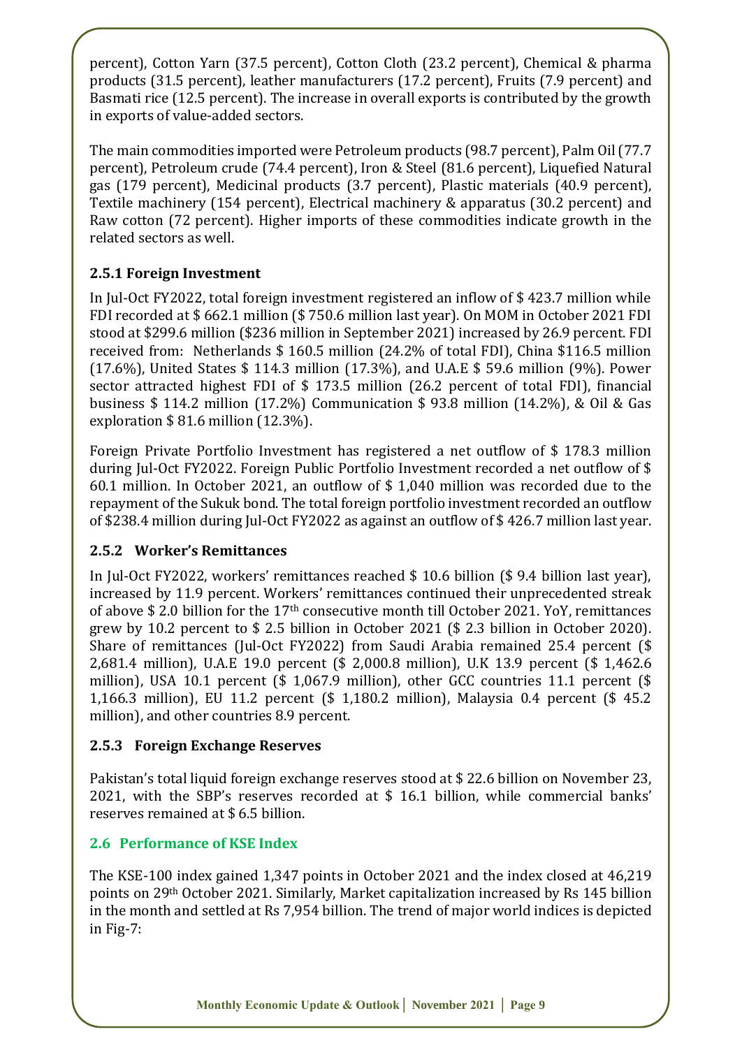percent), Cotton Yarn (37.5 percent), Cotton Cloth (23.2 percent), Chemical & pharma products (31.5 percent), leather manufacturers (17.2 percent), Fruits (7.9 percent) and Basmati rice (12.5 percent). The increase in overall exports is contributed by the growth in exports of value-added sectors.

The main commodities imported were Petroleum products (98.7 percent), Palm Oil (77.7 percent), Petroleum crude (74.4 percent), Iron & Steel (81.6 percent), Liquefied Natural gas (179 percent), Medicinal products (3.7 percent), Plastic materials (40.9 percent), Textile machinery (154 percent), Electrical machinery & apparatus (30.2 percent) and Raw cotton (72 percent). Higher imports of these commodities indicate growth in the related sectors as well.

### 2.5.1 Foreign Investment

In Jul-Oct FY2022, total foreign investment registered an inflow of $ 423.7 million while FDI recorded at $ 662.1 million ($ 750.6 million last year). On MOM in October 2021 FDI stood at $299.6 million ($236 million in September 2021) increased by 26.9 percent. FDI received from: Netherlands $ 160.5 million (24.2% of total FDI), China $116.5 million (17.6%), United States $ 114.3 million (17.3%), and U.A.E $ 59.6 million (9%). Power sector attracted highest FDI of $ 173.5 million (26.2 percent of total FDI), financial business $ 114.2 million (17.2%) Communication $ 93.8 million (14.2%), & Oil & Gas exploration $ 81.6 million (12.3%).

Foreign Private Portfolio Investment has registered a net outflow of $ 178.3 million during Jul-Oct FY2022. Foreign Public Portfolio Investment recorded a net outflow of $ 60.1 million. In October 2021, an outflow of $ 1,040 million was recorded due to the repayment of the Sukuk bond. The total foreign portfolio investment recorded an outflow of $238.4 million during Jul-Oct FY2022 as against an outflow of $ 426.7 million last year.

### 2.5.2 Worker's Remittances

In Jul-Oct FY2022, workers' remittances reached $ 10.6 billion ($ 9.4 billion last year), increased by 11.9 percent. Workers' remittances continued their unprecedented streak of above $ 2.0 billion for the 17th consecutive month till October 2021. YoY, remittances grew by 10.2 percent to $ 2.5 billion in October 2021 ($ 2.3 billion in October 2020). Share of remittances (Jul-Oct FY2022) from Saudi Arabia remained 25.4 percent ($ 2,681.4 million), U.A.E 19.0 percent ($ 2,000.8 million), U.K 13.9 percent ($ 1,462.6 million), USA 10.1 percent ($ 1,067.9 million), other GCC countries 11.1 percent ($ 1,166.3 million), EU 11.2 percent ($ 1,180.2 million), Malaysia 0.4 percent ($ 45.2 million), and other countries 8.9 percent.

### 2.5.3 Foreign Exchange Reserves

Pakistan's total liquid foreign exchange reserves stood at $ 22.6 billion on November 23, 2021, with the SBP's reserves recorded at $ 16.1 billion, while commercial banks' reserves remained at $ 6.5 billion.

## 2.6 Performance of KSE Index

The KSE-100 index gained 1,347 points in October 2021 and the index closed at 46,219 points on 29th October 2021. Similarly, Market capitalization increased by Rs 145 billion in the month and settled at Rs 7,954 billion. The trend of major world indices is depicted in Fig-7: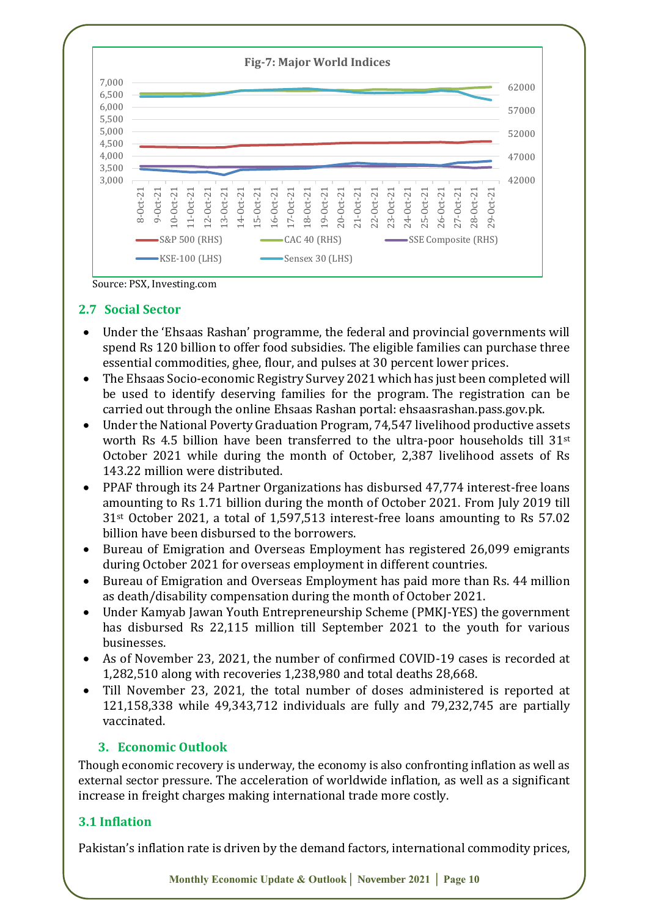**Fig-7: Major World Indices**

Source: PSX, Investing.com

## 2.7 Social Sector

- Under the 'Ehsaas Rashan' programme, the federal and provincial governments will spend Rs 120 billion to offer food subsidies. The eligible families can purchase three essential commodities, ghee, flour, and pulses at 30 percent lower prices.
- The Ehsaas Socio-economic Registry Survey 2021 which has just been completed will be used to identify deserving families for the program. The registration can be carried out through the online Ehsaas Rashan portal: ehsaasrashan.pass.gov.pk.
- Under the National Poverty Graduation Program, 74,547 livelihood productive assets worth Rs 4.5 billion have been transferred to the ultra-poor households till 31st October 2021 while during the month of October, 2,387 livelihood assets of Rs 143.22 million were distributed.
- PPAF through its 24 Partner Organizations has disbursed 47,774 interest-free loans amounting to Rs 1.71 billion during the month of October 2021. From July 2019 till 31st October 2021, a total of 1,597,513 interest-free loans amounting to Rs 57.02 billion have been disbursed to the borrowers.
- Bureau of Emigration and Overseas Employment has registered 26,099 emigrants during October 2021 for overseas employment in different countries.
- Bureau of Emigration and Overseas Employment has paid more than Rs. 44 million as death/disability compensation during the month of October 2021.
- Under Kamyab Jawan Youth Entrepreneurship Scheme (PMKJ-YES) the government has disbursed Rs 22,115 million till September 2021 to the youth for various businesses.
- As of November 23, 2021, the number of confirmed COVID-19 cases is recorded at 1,282,510 along with recoveries 1,238,980 and total deaths 28,668.
- Till November 23, 2021, the total number of doses administered is reported at 121,158,338 while 49,343,712 individuals are fully and 79,232,745 are partially vaccinated.

# 3. Economic Outlook

Though economic recovery is underway, the economy is also confronting inflation as well as external sector pressure. The acceleration of worldwide inflation, as well as a significant increase in freight charges making international trade more costly.

## 3.1 Inflation

Pakistan's inflation rate is driven by the demand factors, international commodity prices,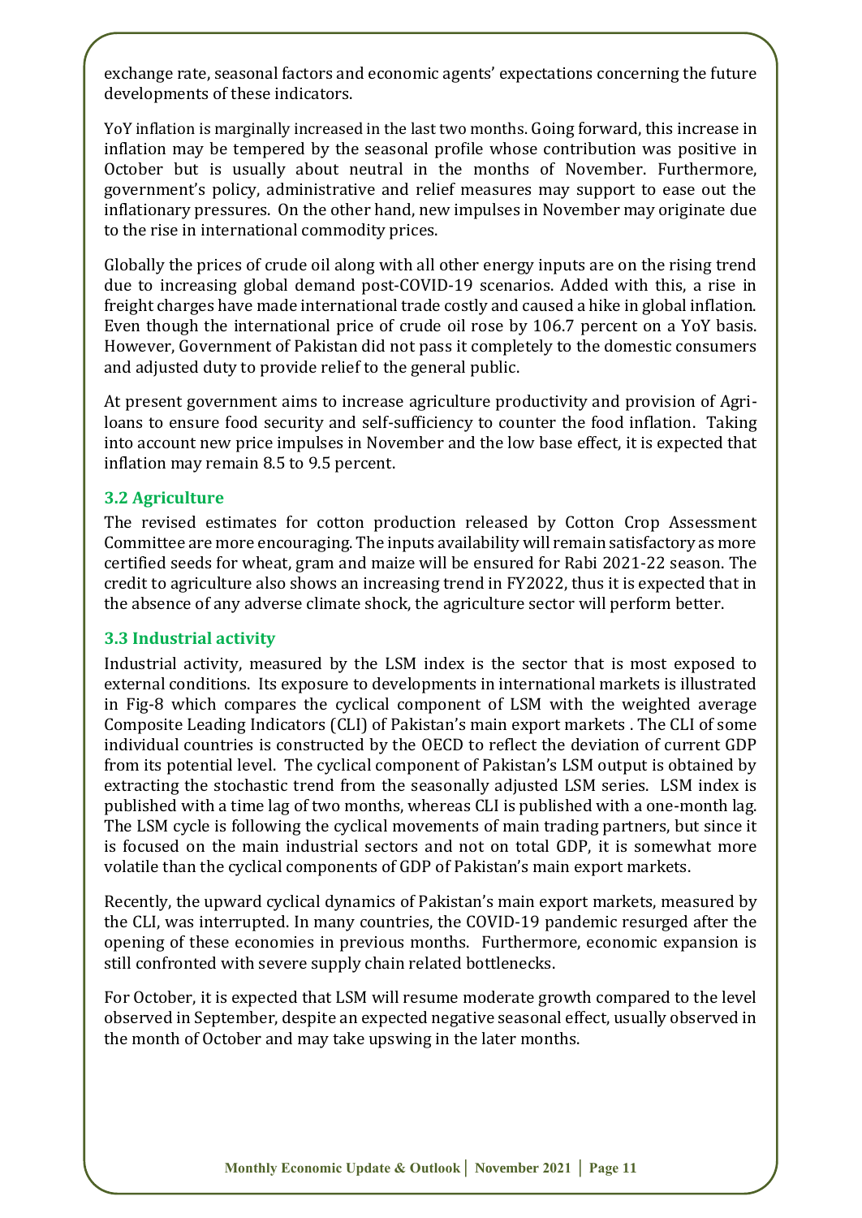exchange rate, seasonal factors and economic agents' expectations concerning the future developments of these indicators.

YoY inflation is marginally increased in the last two months. Going forward, this increase in inflation may be tempered by the seasonal profile whose contribution was positive in October but is usually about neutral in the months of November. Furthermore, government's policy, administrative and relief measures may support to ease out the inflationary pressures. On the other hand, new impulses in November may originate due to the rise in international commodity prices.

Globally the prices of crude oil along with all other energy inputs are on the rising trend due to increasing global demand post-COVID-19 scenarios. Added with this, a rise in freight charges have made international trade costly and caused a hike in global inflation. Even though the international price of crude oil rose by 106.7 percent on a YoY basis. However, Government of Pakistan did not pass it completely to the domestic consumers and adjusted duty to provide relief to the general public.

At present government aims to increase agriculture productivity and provision of Agri-loans to ensure food security and self-sufficiency to counter the food inflation. Taking into account new price impulses in November and the low base effect, it is expected that inflation may remain 8.5 to 9.5 percent.

### 3.2 Agriculture

The revised estimates for cotton production released by Cotton Crop Assessment Committee are more encouraging. The inputs availability will remain satisfactory as more certified seeds for wheat, gram and maize will be ensured for Rabi 2021-22 season. The credit to agriculture also shows an increasing trend in FY2022, thus it is expected that in the absence of any adverse climate shock, the agriculture sector will perform better.

### 3.3 Industrial activity

Industrial activity, measured by the LSM index is the sector that is most exposed to external conditions. Its exposure to developments in international markets is illustrated in Fig-8 which compares the cyclical component of LSM with the weighted average Composite Leading Indicators (CLI) of Pakistan's main export markets . The CLI of some individual countries is constructed by the OECD to reflect the deviation of current GDP from its potential level. The cyclical component of Pakistan's LSM output is obtained by extracting the stochastic trend from the seasonally adjusted LSM series. LSM index is published with a time lag of two months, whereas CLI is published with a one-month lag. The LSM cycle is following the cyclical movements of main trading partners, but since it is focused on the main industrial sectors and not on total GDP, it is somewhat more volatile than the cyclical components of GDP of Pakistan's main export markets.

Recently, the upward cyclical dynamics of Pakistan's main export markets, measured by the CLI, was interrupted. In many countries, the COVID-19 pandemic resurged after the opening of these economies in previous months. Furthermore, economic expansion is still confronted with severe supply chain related bottlenecks.

For October, it is expected that LSM will resume moderate growth compared to the level observed in September, despite an expected negative seasonal effect, usually observed in the month of October and may take upswing in the later months.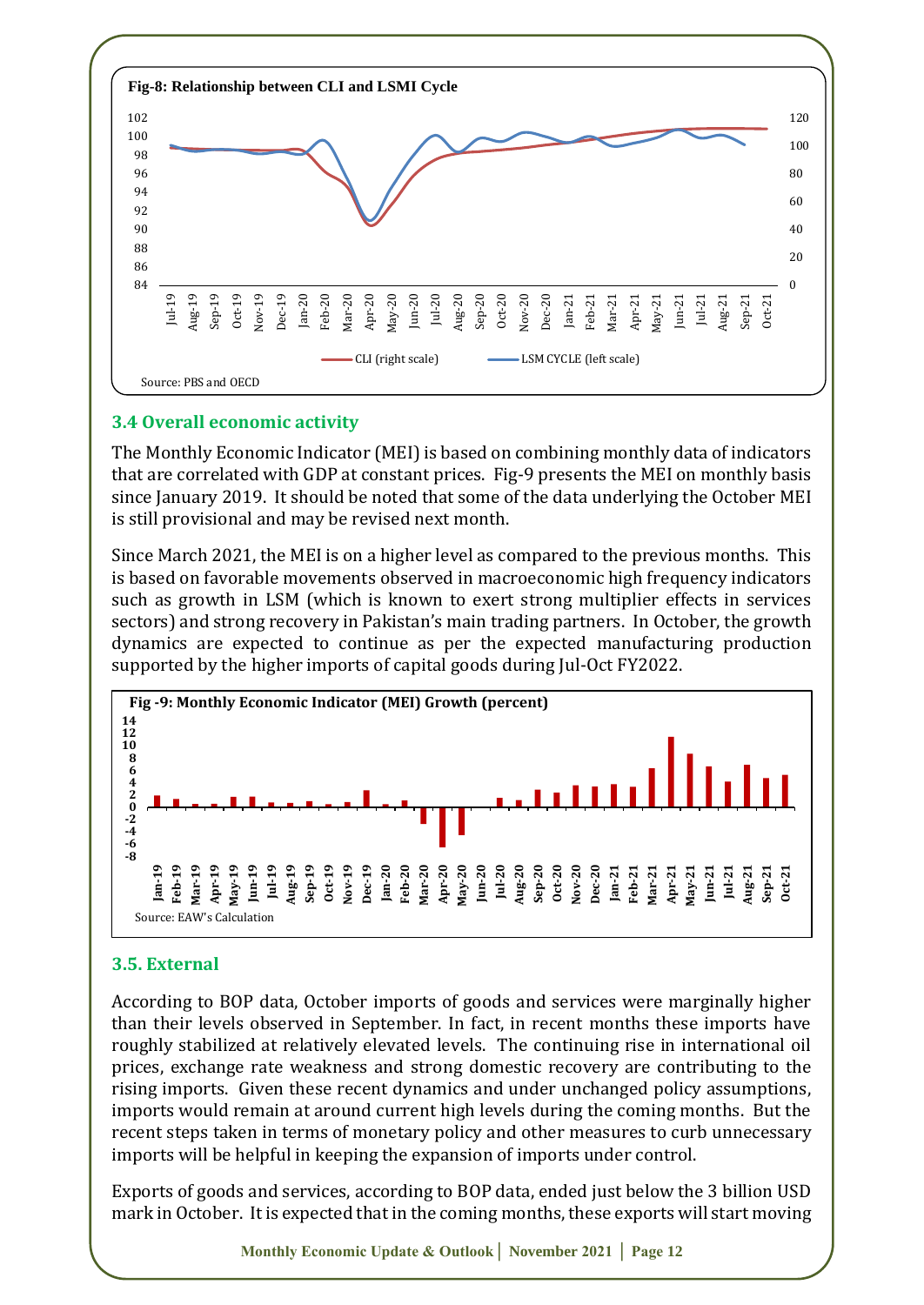**Fig-8: Relationship between CLI and LSMI Cycle**

Source: PBS and OECD

### 3.4 Overall economic activity

The Monthly Economic Indicator (MEI) is based on combining monthly data of indicators that are correlated with GDP at constant prices. Fig-9 presents the MEI on monthly basis since January 2019. It should be noted that some of the data underlying the October MEI is still provisional and may be revised next month.

Since March 2021, the MEI is on a higher level as compared to the previous months. This is based on favorable movements observed in macroeconomic high frequency indicators such as growth in LSM (which is known to exert strong multiplier effects in services sectors) and strong recovery in Pakistan's main trading partners. In October, the growth dynamics are expected to continue as per the expected manufacturing production supported by the higher imports of capital goods during Jul-Oct FY2022.

**Fig -9: Monthly Economic Indicator (MEI) Growth (percent)**

Source: EAW's Calculation

### 3.5. External

According to BOP data, October imports of goods and services were marginally higher than their levels observed in September. In fact, in recent months these imports have roughly stabilized at relatively elevated levels. The continuing rise in international oil prices, exchange rate weakness and strong domestic recovery are contributing to the rising imports. Given these recent dynamics and under unchanged policy assumptions, imports would remain at around current high levels during the coming months. But the recent steps taken in terms of monetary policy and other measures to curb unnecessary imports will be helpful in keeping the expansion of imports under control.

Exports of goods and services, according to BOP data, ended just below the 3 billion USD mark in October. It is expected that in the coming months, these exports will start moving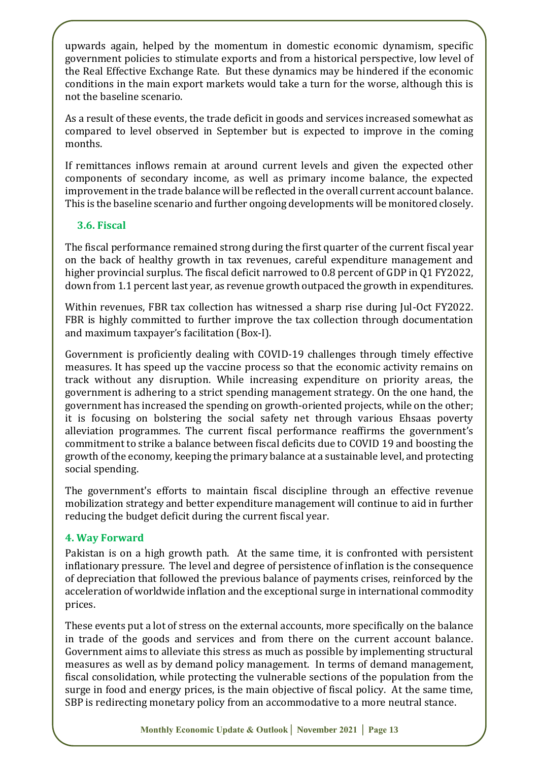upwards again, helped by the momentum in domestic economic dynamism, specific government policies to stimulate exports and from a historical perspective, low level of the Real Effective Exchange Rate. But these dynamics may be hindered if the economic conditions in the main export markets would take a turn for the worse, although this is not the baseline scenario.

As a result of these events, the trade deficit in goods and services increased somewhat as compared to level observed in September but is expected to improve in the coming months.

If remittances inflows remain at around current levels and given the expected other components of secondary income, as well as primary income balance, the expected improvement in the trade balance will be reflected in the overall current account balance. This is the baseline scenario and further ongoing developments will be monitored closely.

### 3.6. Fiscal

The fiscal performance remained strong during the first quarter of the current fiscal year on the back of healthy growth in tax revenues, careful expenditure management and higher provincial surplus. The fiscal deficit narrowed to 0.8 percent of GDP in Q1 FY2022, down from 1.1 percent last year, as revenue growth outpaced the growth in expenditures.

Within revenues, FBR tax collection has witnessed a sharp rise during Jul-Oct FY2022. FBR is highly committed to further improve the tax collection through documentation and maximum taxpayer's facilitation (Box-I).

Government is proficiently dealing with COVID-19 challenges through timely effective measures. It has speed up the vaccine process so that the economic activity remains on track without any disruption. While increasing expenditure on priority areas, the government is adhering to a strict spending management strategy. On the one hand, the government has increased the spending on growth-oriented projects, while on the other; it is focusing on bolstering the social safety net through various Ehsaas poverty alleviation programmes. The current fiscal performance reaffirms the government's commitment to strike a balance between fiscal deficits due to COVID 19 and boosting the growth of the economy, keeping the primary balance at a sustainable level, and protecting social spending.

The government's efforts to maintain fiscal discipline through an effective revenue mobilization strategy and better expenditure management will continue to aid in further reducing the budget deficit during the current fiscal year.

## 4. Way Forward

Pakistan is on a high growth path. At the same time, it is confronted with persistent inflationary pressure. The level and degree of persistence of inflation is the consequence of depreciation that followed the previous balance of payments crises, reinforced by the acceleration of worldwide inflation and the exceptional surge in international commodity prices.

These events put a lot of stress on the external accounts, more specifically on the balance in trade of the goods and services and from there on the current account balance. Government aims to alleviate this stress as much as possible by implementing structural measures as well as by demand policy management. In terms of demand management, fiscal consolidation, while protecting the vulnerable sections of the population from the surge in food and energy prices, is the main objective of fiscal policy. At the same time, SBP is redirecting monetary policy from an accommodative to a more neutral stance.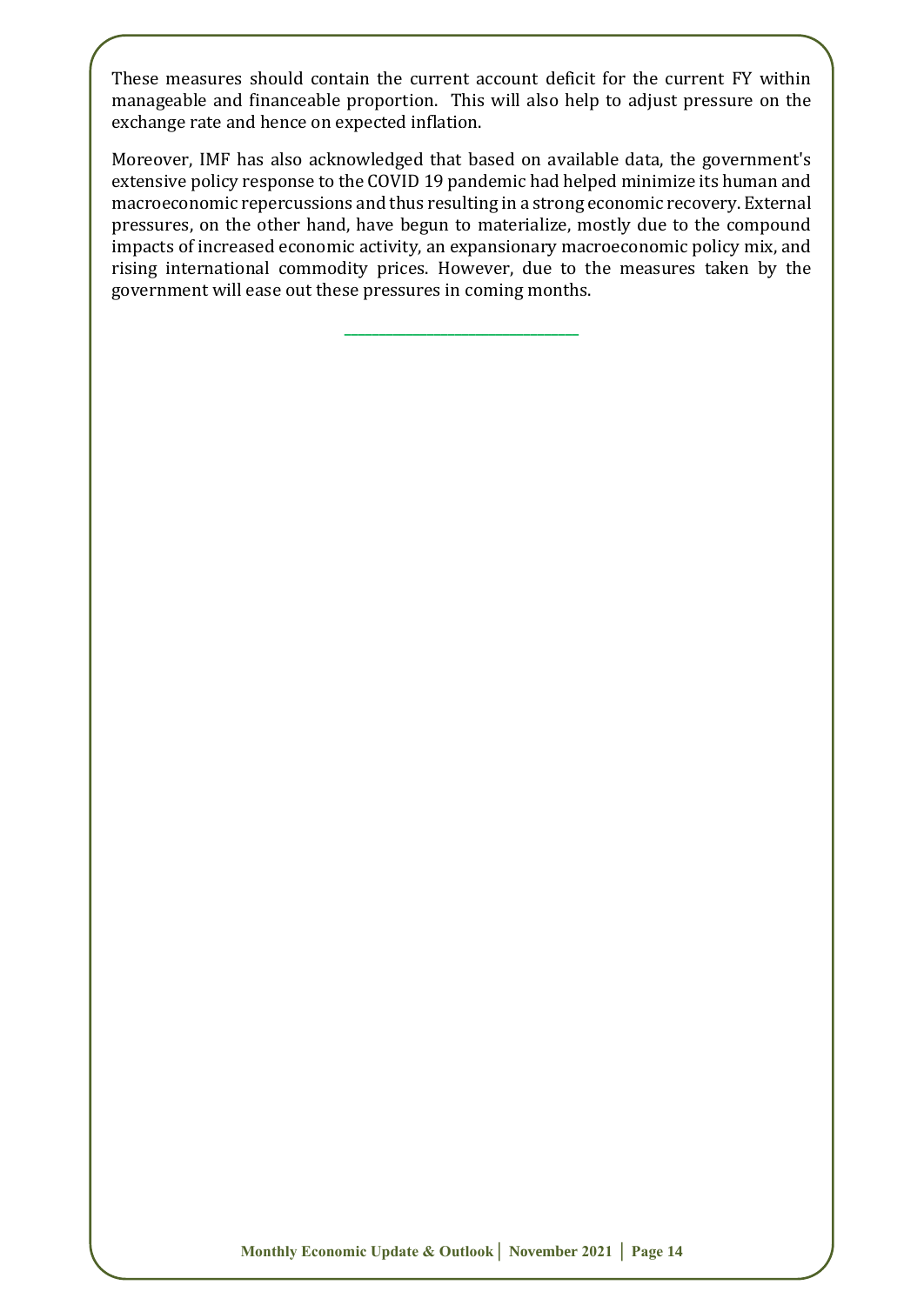These measures should contain the current account deficit for the current FY within manageable and financeable proportion. This will also help to adjust pressure on the exchange rate and hence on expected inflation.

Moreover, IMF has also acknowledged that based on available data, the government's extensive policy response to the COVID 19 pandemic had helped minimize its human and macroeconomic repercussions and thus resulting in a strong economic recovery. External pressures, on the other hand, have begun to materialize, mostly due to the compound impacts of increased economic activity, an expansionary macroeconomic policy mix, and rising international commodity prices. However, due to the measures taken by the government will ease out these pressures in coming months.

---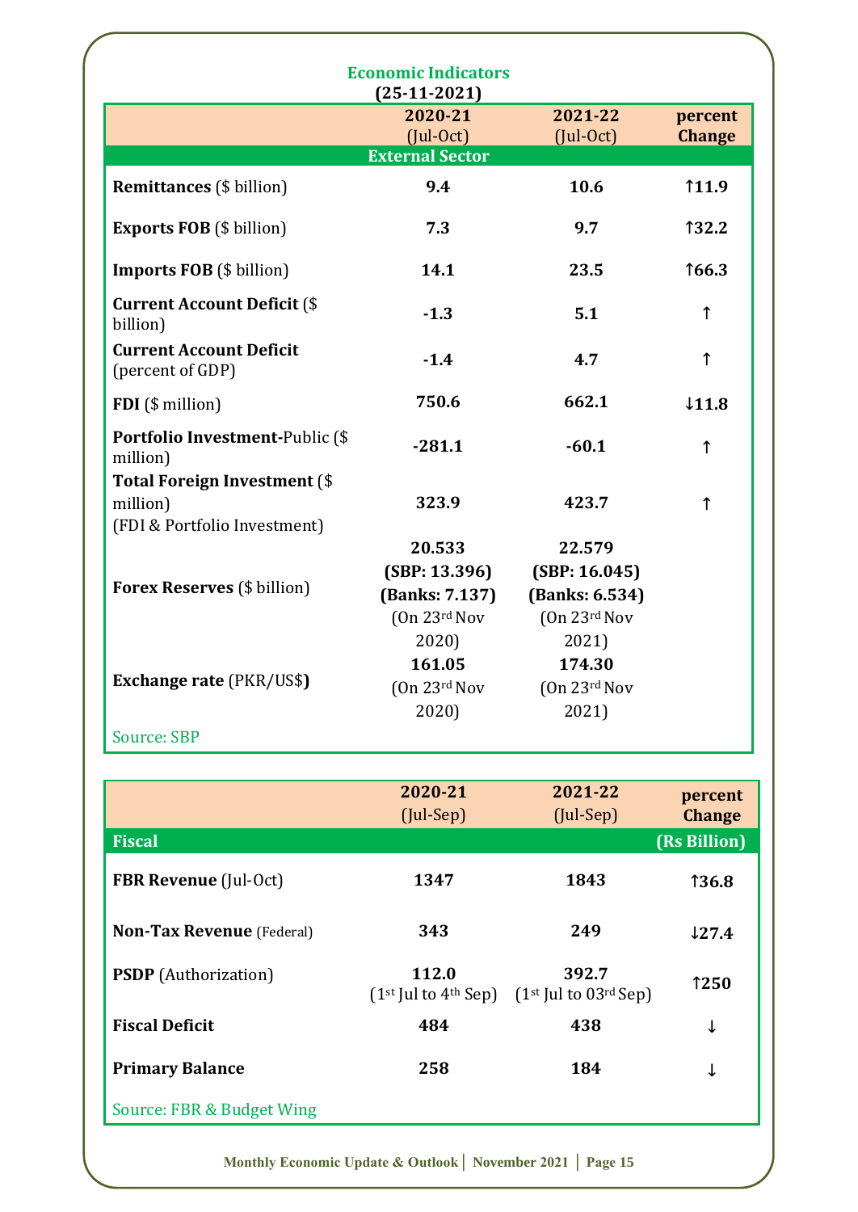## Economic Indicators
**(25-11-2021)**

| | 2020-21 (Jul-Oct) | 2021-22 (Jul-Oct) | percent Change |
|---|---|---|---|
| **External Sector** | | | |
| **Remittances** ($ billion) | **9.4** | **10.6** | **↑11.9** |
| **Exports FOB** ($ billion) | **7.3** | **9.7** | **↑32.2** |
| **Imports FOB** ($ billion) | **14.1** | **23.5** | **↑66.3** |
| **Current Account Deficit** ($ billion) | **-1.3** | **5.1** | ↑ |
| **Current Account Deficit** (percent of GDP) | **-1.4** | **4.7** | ↑ |
| **FDI** ($ million) | **750.6** | **662.1** | **↓11.8** |
| **Portfolio Investment-**Public ($ million) | **-281.1** | **-60.1** | ↑ |
| **Total Foreign Investment** ($ million) (FDI & Portfolio Investment) | **323.9** | **423.7** | ↑ |
| **Forex Reserves** ($ billion) | **20.533 (SBP: 13.396) (Banks: 7.137)** (On 23rd Nov 2020) | **22.579 (SBP: 16.045) (Banks: 6.534)** (On 23rd Nov 2021) | |
| **Exchange rate** (PKR/US$) | **161.05** (On 23rd Nov 2020) | **174.30** (On 23rd Nov 2021) | |

Source: SBP

| | 2020-21 (Jul-Sep) | 2021-22 (Jul-Sep) | percent Change |
|---|---|---|---|
| **Fiscal** | | | **(Rs Billion)** |
| **FBR Revenue** (Jul-Oct) | **1347** | **1843** | **↑36.8** |
| **Non-Tax Revenue** (Federal) | **343** | **249** | **↓27.4** |
| **PSDP** (Authorization) | **112.0** (1st Jul to 4th Sep) | **392.7** (1st Jul to 03rd Sep) | **↑250** |
| **Fiscal Deficit** | **484** | **438** | ↓ |
| **Primary Balance** | **258** | **184** | ↓ |

Source: FBR & Budget Wing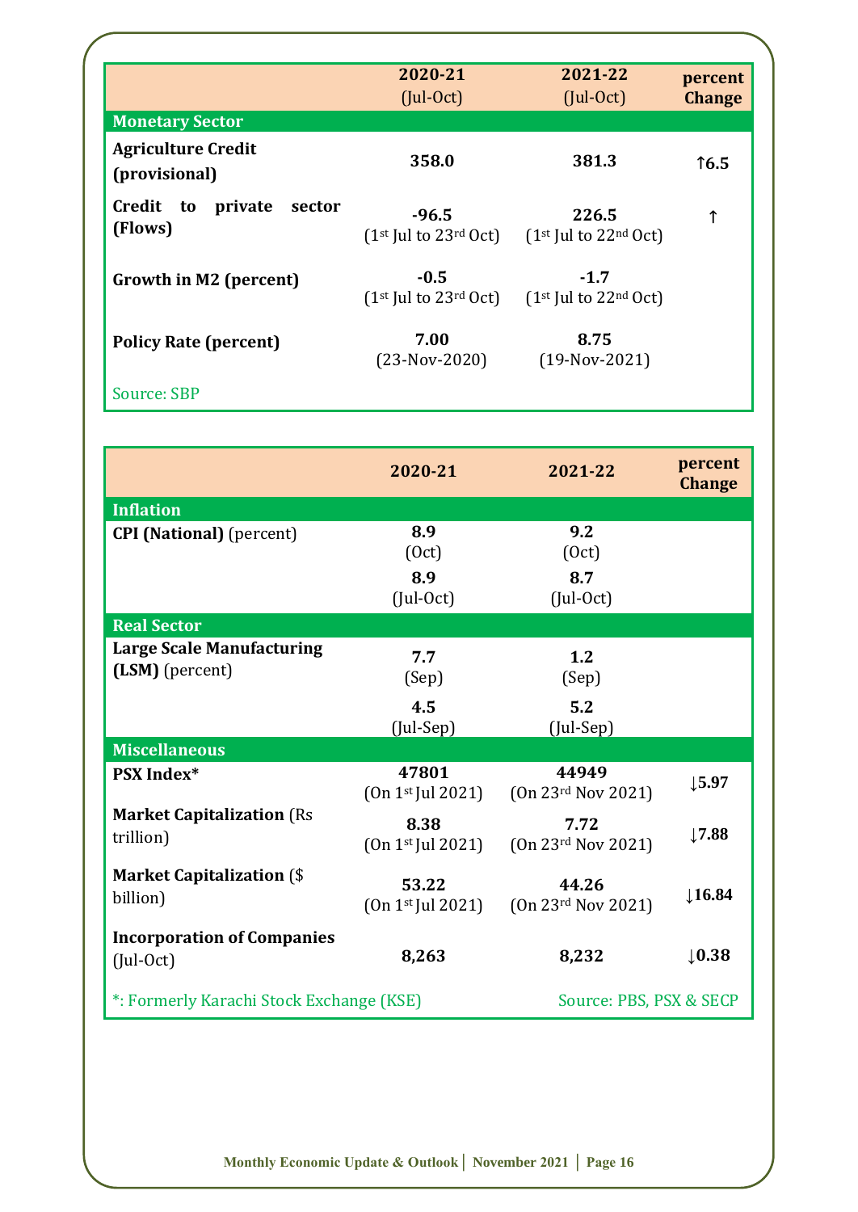| | 2020-21 (Jul-Oct) | 2021-22 (Jul-Oct) | percent Change |
|---|---|---|---|
| **Monetary Sector** | | | |
| **Agriculture Credit (provisional)** | 358.0 | 381.3 | ↑6.5 |
| **Credit to private sector (Flows)** | -96.5 (1st Jul to 23rd Oct) | 226.5 (1st Jul to 22nd Oct) | ↑ |
| **Growth in M2 (percent)** | -0.5 (1st Jul to 23rd Oct) | -1.7 (1st Jul to 22nd Oct) | |
| **Policy Rate (percent)** | 7.00 (23-Nov-2020) | 8.75 (19-Nov-2021) | |

Source: SBP

| | 2020-21 | 2021-22 | percent Change |
|---|---|---|---|
| **Inflation** | | | |
| **CPI (National)** (percent) | 8.9 (Oct) | 9.2 (Oct) | |
| | 8.9 (Jul-Oct) | 8.7 (Jul-Oct) | |
| **Real Sector** | | | |
| **Large Scale Manufacturing (LSM)** (percent) | 7.7 (Sep) | 1.2 (Sep) | |
| | 4.5 (Jul-Sep) | 5.2 (Jul-Sep) | |
| **Miscellaneous** | | | |
| **PSX Index*** | 47801 (On 1st Jul 2021) | 44949 (On 23rd Nov 2021) | ↓5.97 |
| **Market Capitalization** (Rs trillion) | 8.38 (On 1st Jul 2021) | 7.72 (On 23rd Nov 2021) | ↓7.88 |
| **Market Capitalization** ($ billion) | 53.22 (On 1st Jul 2021) | 44.26 (On 23rd Nov 2021) | ↓16.84 |
| **Incorporation of Companies** (Jul-Oct) | 8,263 | 8,232 | ↓0.38 |

*: Formerly Karachi Stock Exchange (KSE)

Source: PBS, PSX & SECP